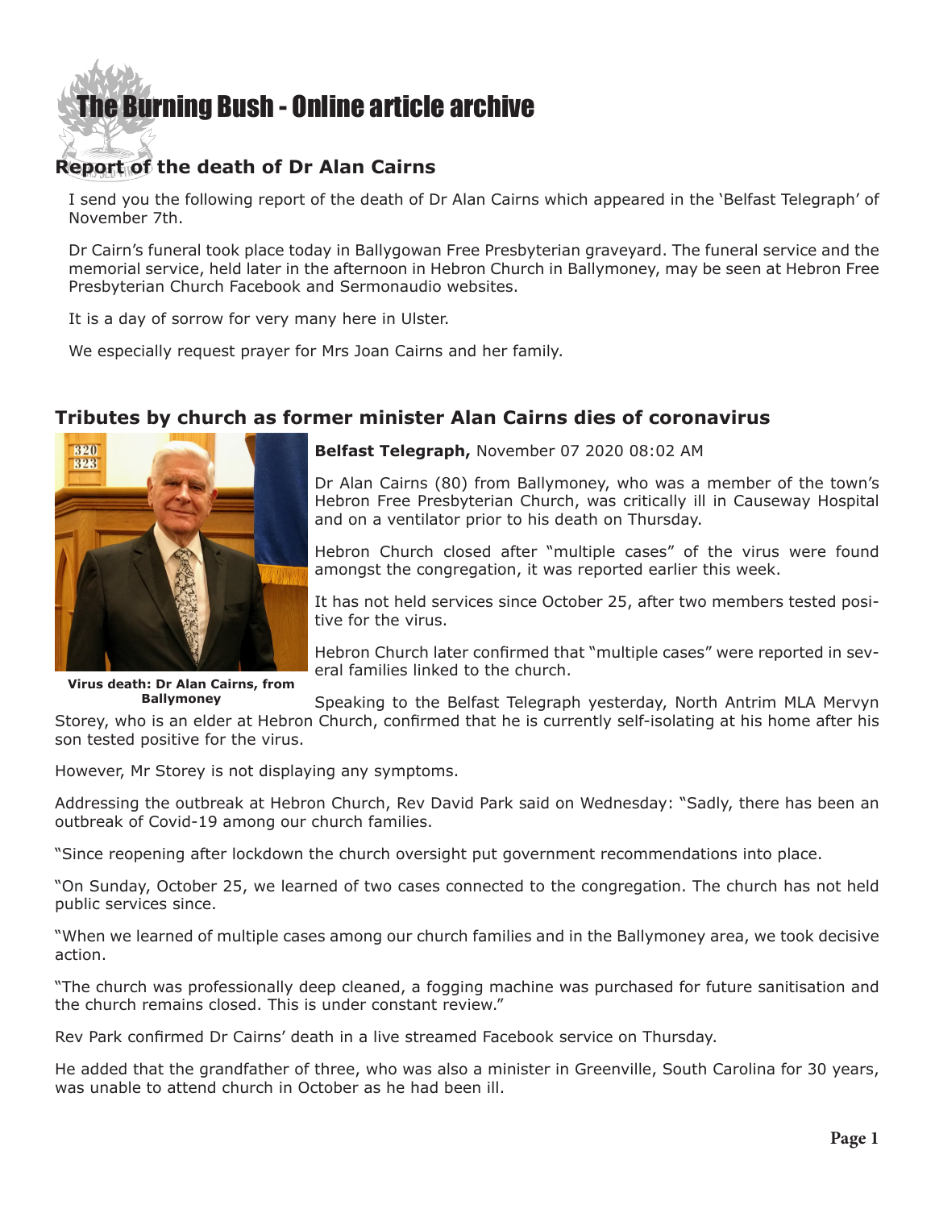# The Burning Bush - Online article archive

## Report of the death of Dr Alan Cairns

I send you the following report of the death of Dr Alan Cairns which appeared in the 'Belfast Telegraph' of November 7th.

Dr Cairn's funeral took place today in Ballygowan Free Presbyterian graveyard. The funeral service and the memorial service, held later in the afternoon in Hebron Church in Ballymoney, may be seen at Hebron Free Presbyterian Church Facebook and Sermonaudio websites.

It is a day of sorrow for very many here in Ulster.

We especially request prayer for Mrs Joan Cairns and her family.

## Tributes by church as former minister Alan Cairns dies of coronavirus

**Virus death: Dr Alan Cairns, from Ballymoney**

**Belfast Telegraph,** November 07 2020 08:02 AM

Dr Alan Cairns (80) from Ballymoney, who was a member of the town's Hebron Free Presbyterian Church, was critically ill in Causeway Hospital and on a ventilator prior to his death on Thursday.

Hebron Church closed after "multiple cases" of the virus were found amongst the congregation, it was reported earlier this week.

It has not held services since October 25, after two members tested positive for the virus.

Hebron Church later confirmed that "multiple cases" were reported in several families linked to the church.

Speaking to the Belfast Telegraph yesterday, North Antrim MLA Mervyn Storey, who is an elder at Hebron Church, confirmed that he is currently self-isolating at his home after his son tested positive for the virus.

However, Mr Storey is not displaying any symptoms.

Addressing the outbreak at Hebron Church, Rev David Park said on Wednesday: "Sadly, there has been an outbreak of Covid-19 among our church families.

"Since reopening after lockdown the church oversight put government recommendations into place.

"On Sunday, October 25, we learned of two cases connected to the congregation. The church has not held public services since.

"When we learned of multiple cases among our church families and in the Ballymoney area, we took decisive action.

"The church was professionally deep cleaned, a fogging machine was purchased for future sanitisation and the church remains closed. This is under constant review."

Rev Park confirmed Dr Cairns' death in a live streamed Facebook service on Thursday.

He added that the grandfather of three, who was also a minister in Greenville, South Carolina for 30 years, was unable to attend church in October as he had been ill.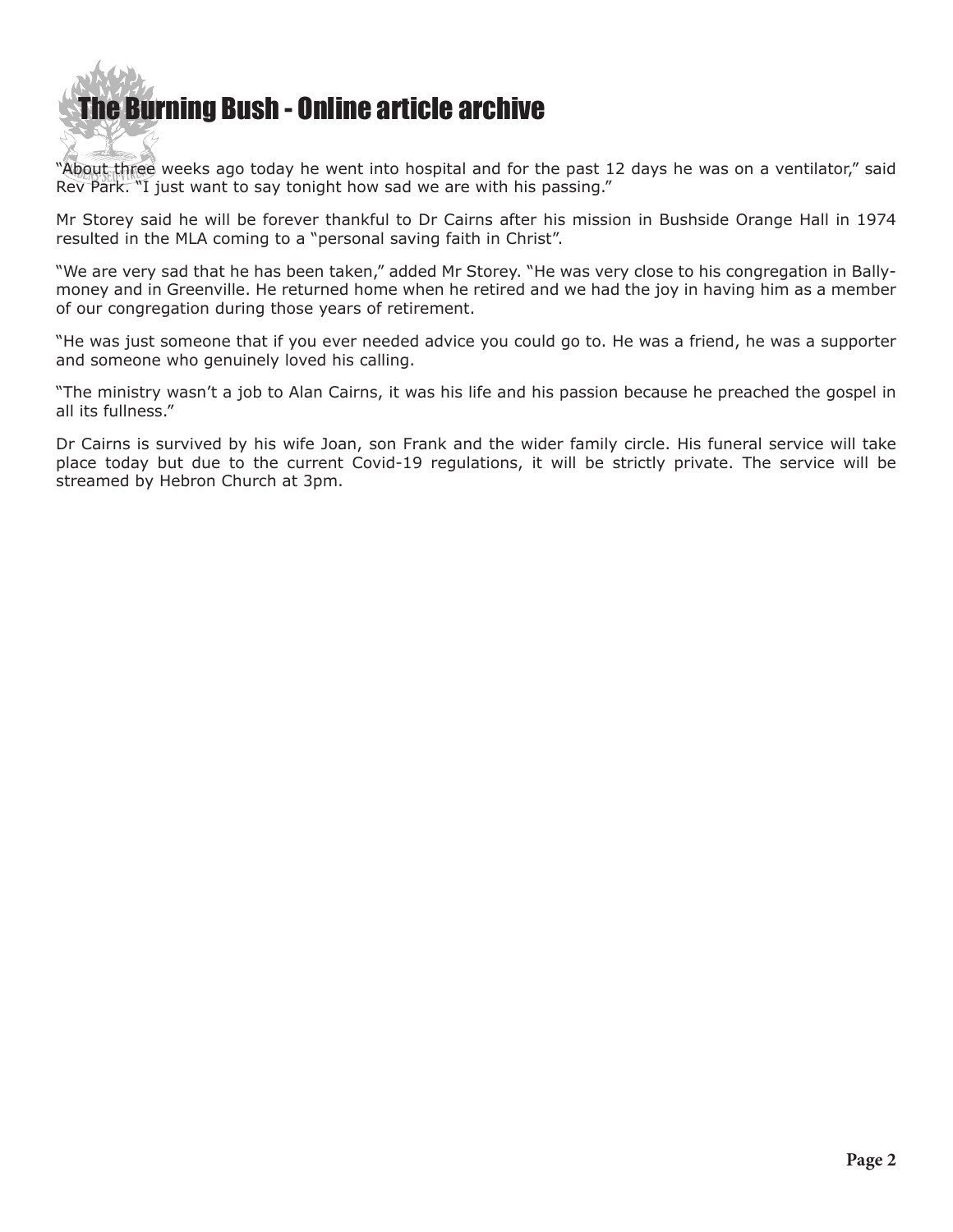"About three weeks ago today he went into hospital and for the past 12 days he was on a ventilator," said Rev Park. "I just want to say tonight how sad we are with his passing."

Mr Storey said he will be forever thankful to Dr Cairns after his mission in Bushside Orange Hall in 1974 resulted in the MLA coming to a "personal saving faith in Christ".

"We are very sad that he has been taken," added Mr Storey. "He was very close to his congregation in Ballymoney and in Greenville. He returned home when he retired and we had the joy in having him as a member of our congregation during those years of retirement.

"He was just someone that if you ever needed advice you could go to. He was a friend, he was a supporter and someone who genuinely loved his calling.

"The ministry wasn't a job to Alan Cairns, it was his life and his passion because he preached the gospel in all its fullness."

Dr Cairns is survived by his wife Joan, son Frank and the wider family circle. His funeral service will take place today but due to the current Covid-19 regulations, it will be strictly private. The service will be streamed by Hebron Church at 3pm.